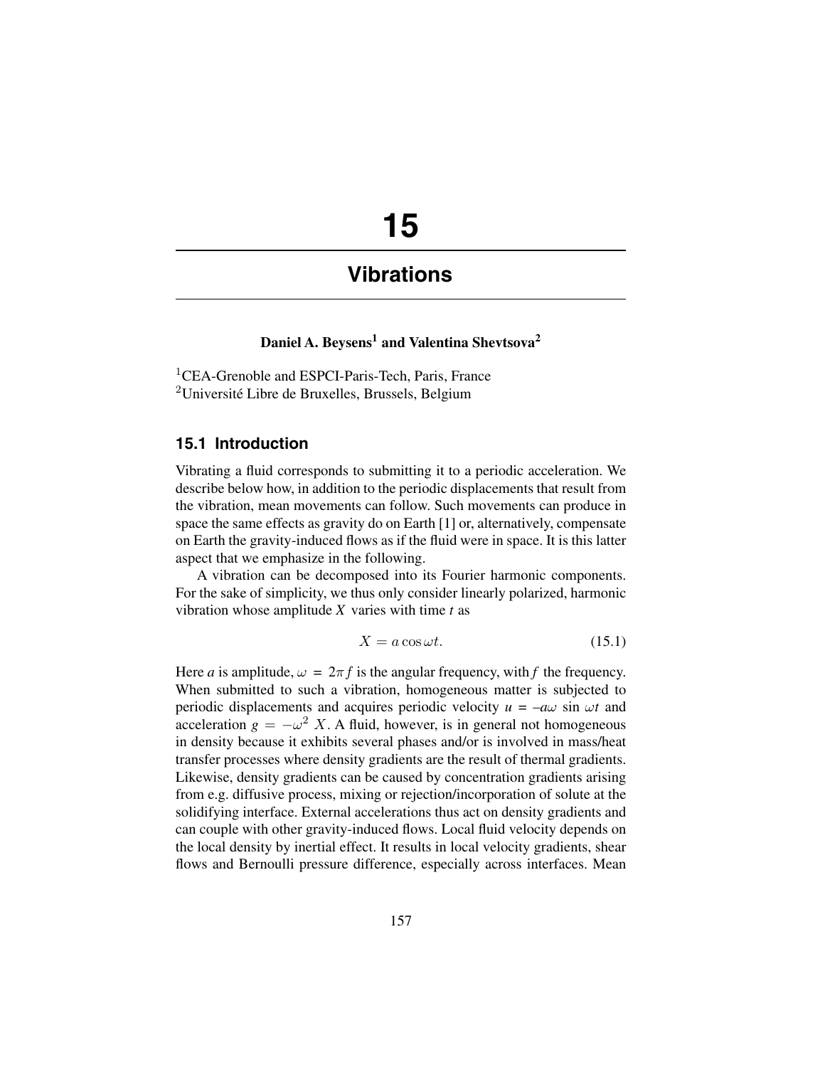# 15

# Vibrations

**Daniel A. Beysens[1] and Valentina Shevtsova[2]**

[1]CEA-Grenoble and ESPCI-Paris-Tech, Paris, France
[2]Université Libre de Bruxelles, Brussels, Belgium

## 15.1 Introduction

Vibrating a fluid corresponds to submitting it to a periodic acceleration. We describe below how, in addition to the periodic displacements that result from the vibration, mean movements can follow. Such movements can produce in space the same effects as gravity do on Earth [1] or, alternatively, compensate on Earth the gravity-induced flows as if the fluid were in space. It is this latter aspect that we emphasize in the following.

A vibration can be decomposed into its Fourier harmonic components. For the sake of simplicity, we thus only consider linearly polarized, harmonic vibration whose amplitude $X$ varies with time $t$ as

$$X = a \cos \omega t. \tag{15.1}$$

Here $a$ is amplitude, $\omega = 2\pi f$ is the angular frequency, with $f$ the frequency. When submitted to such a vibration, homogeneous matter is subjected to periodic displacements and acquires periodic velocity $u = -a\omega \sin \omega t$ and acceleration $g = -\omega^2 X$. A fluid, however, is in general not homogeneous in density because it exhibits several phases and/or is involved in mass/heat transfer processes where density gradients are the result of thermal gradients. Likewise, density gradients can be caused by concentration gradients arising from e.g. diffusive process, mixing or rejection/incorporation of solute at the solidifying interface. External accelerations thus act on density gradients and can couple with other gravity-induced flows. Local fluid velocity depends on the local density by inertial effect. It results in local velocity gradients, shear flows and Bernoulli pressure difference, especially across interfaces. Mean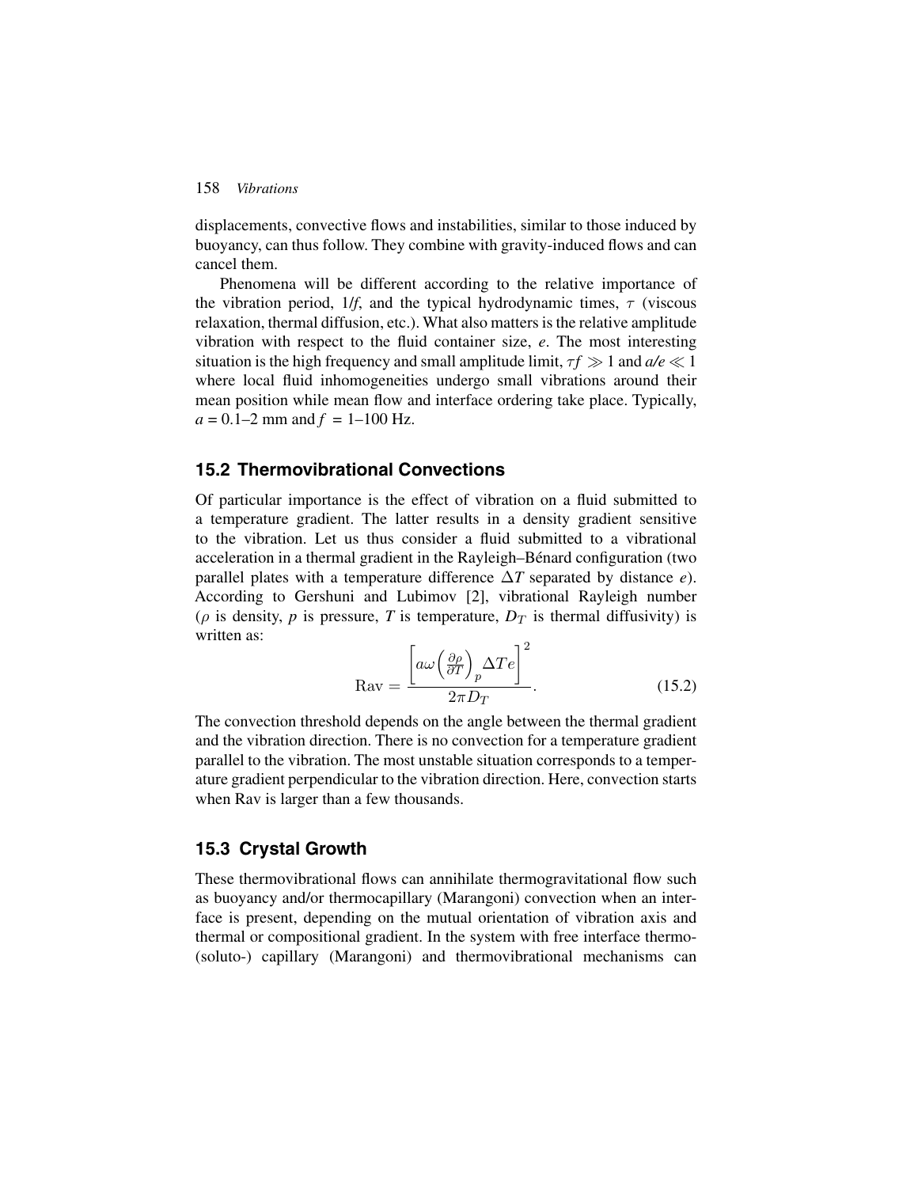displacements, convective flows and instabilities, similar to those induced by buoyancy, can thus follow. They combine with gravity-induced flows and can cancel them.

Phenomena will be different according to the relative importance of the vibration period, $1/f$, and the typical hydrodynamic times, $\tau$ (viscous relaxation, thermal diffusion, etc.). What also matters is the relative amplitude vibration with respect to the fluid container size, $e$. The most interesting situation is the high frequency and small amplitude limit, $\tau f \gg 1$ and $a/e \ll 1$ where local fluid inhomogeneities undergo small vibrations around their mean position while mean flow and interface ordering take place. Typically, $a = 0.1$–$2$ mm and $f = 1$–$100$ Hz.

## 15.2 Thermovibrational Convections

Of particular importance is the effect of vibration on a fluid submitted to a temperature gradient. The latter results in a density gradient sensitive to the vibration. Let us thus consider a fluid submitted to a vibrational acceleration in a thermal gradient in the Rayleigh–Bénard configuration (two parallel plates with a temperature difference $\Delta T$ separated by distance $e$). According to Gershuni and Lubimov [2], vibrational Rayleigh number ($\rho$ is density, $p$ is pressure, $T$ is temperature, $D_T$ is thermal diffusivity) is written as:

$$\mathrm{Rav} = \frac{\left[a\omega\left(\frac{\partial \rho}{\partial T}\right)_p \Delta T e\right]^2}{2\pi D_T}. \tag{15.2}$$

The convection threshold depends on the angle between the thermal gradient and the vibration direction. There is no convection for a temperature gradient parallel to the vibration. The most unstable situation corresponds to a temperature gradient perpendicular to the vibration direction. Here, convection starts when Rav is larger than a few thousands.

## 15.3 Crystal Growth

These thermovibrational flows can annihilate thermogravitational flow such as buoyancy and/or thermocapillary (Marangoni) convection when an interface is present, depending on the mutual orientation of vibration axis and thermal or compositional gradient. In the system with free interface thermo-(soluto-) capillary (Marangoni) and thermovibrational mechanisms can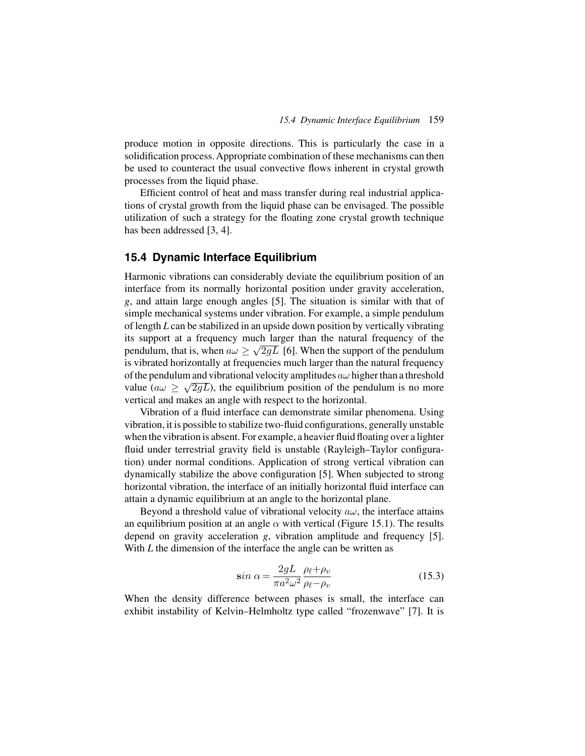produce motion in opposite directions. This is particularly the case in a solidification process. Appropriate combination of these mechanisms can then be used to counteract the usual convective flows inherent in crystal growth processes from the liquid phase.

Efficient control of heat and mass transfer during real industrial applications of crystal growth from the liquid phase can be envisaged. The possible utilization of such a strategy for the floating zone crystal growth technique has been addressed [3, 4].

## 15.4 Dynamic Interface Equilibrium

Harmonic vibrations can considerably deviate the equilibrium position of an interface from its normally horizontal position under gravity acceleration, $g$, and attain large enough angles [5]. The situation is similar with that of simple mechanical systems under vibration. For example, a simple pendulum of length $L$ can be stabilized in an upside down position by vertically vibrating its support at a frequency much larger than the natural frequency of the pendulum, that is, when $a\omega \geq \sqrt{2gL}$ [6]. When the support of the pendulum is vibrated horizontally at frequencies much larger than the natural frequency of the pendulum and vibrational velocity amplitudes $a\omega$ higher than a threshold value ($a\omega \geq \sqrt{2gL}$), the equilibrium position of the pendulum is no more vertical and makes an angle with respect to the horizontal.

Vibration of a fluid interface can demonstrate similar phenomena. Using vibration, it is possible to stabilize two-fluid configurations, generally unstable when the vibration is absent. For example, a heavier fluid floating over a lighter fluid under terrestrial gravity field is unstable (Rayleigh–Taylor configuration) under normal conditions. Application of strong vertical vibration can dynamically stabilize the above configuration [5]. When subjected to strong horizontal vibration, the interface of an initially horizontal fluid interface can attain a dynamic equilibrium at an angle to the horizontal plane.

Beyond a threshold value of vibrational velocity $a\omega$, the interface attains an equilibrium position at an angle $\alpha$ with vertical (Figure 15.1). The results depend on gravity acceleration $g$, vibration amplitude and frequency [5]. With $L$ the dimension of the interface the angle can be written as

$$\sin\alpha = \frac{2gL}{\pi a^2 \omega^2} \frac{\rho_\ell + \rho_v}{\rho_\ell - \rho_v} \tag{15.3}$$

When the density difference between phases is small, the interface can exhibit instability of Kelvin–Helmholtz type called "frozenwave" [7]. It is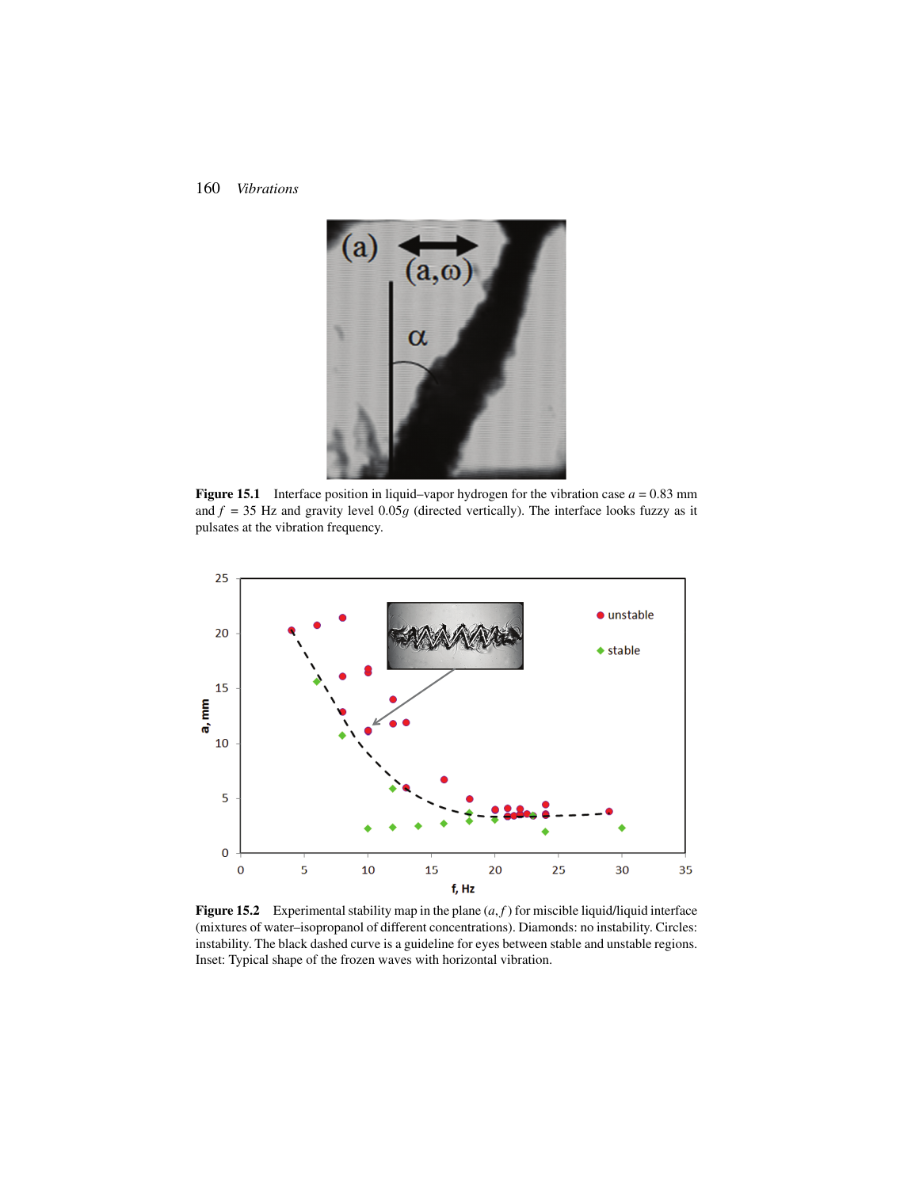**Figure 15.1** Interface position in liquid–vapor hydrogen for the vibration case $a = 0.83$ mm and $f = 35$ Hz and gravity level $0.05g$ (directed vertically). The interface looks fuzzy as it pulsates at the vibration frequency.

**Figure 15.2** Experimental stability map in the plane $(a, f)$ for miscible liquid/liquid interface (mixtures of water–isopropanol of different concentrations). Diamonds: no instability. Circles: instability. The black dashed curve is a guideline for eyes between stable and unstable regions. Inset: Typical shape of the frozen waves with horizontal vibration.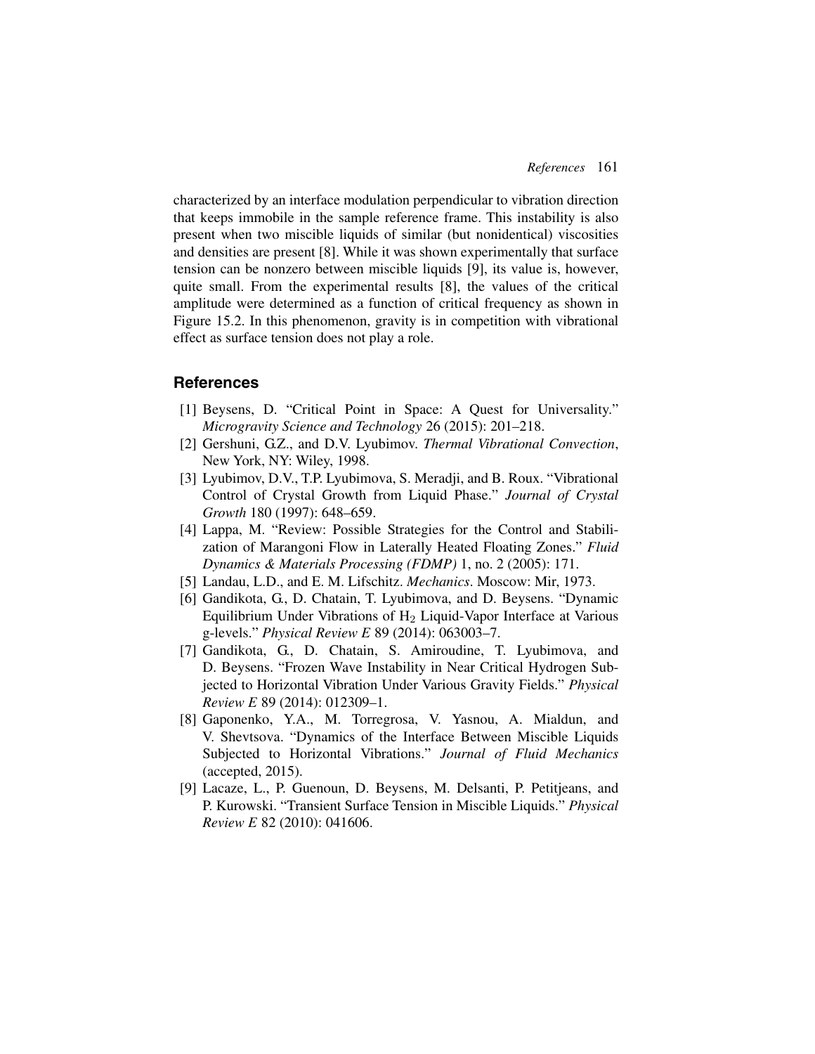characterized by an interface modulation perpendicular to vibration direction that keeps immobile in the sample reference frame. This instability is also present when two miscible liquids of similar (but nonidentical) viscosities and densities are present [8]. While it was shown experimentally that surface tension can be nonzero between miscible liquids [9], its value is, however, quite small. From the experimental results [8], the values of the critical amplitude were determined as a function of critical frequency as shown in Figure 15.2. In this phenomenon, gravity is in competition with vibrational effect as surface tension does not play a role.

## References

[1] Beysens, D. "Critical Point in Space: A Quest for Universality." *Microgravity Science and Technology* 26 (2015): 201–218.

[2] Gershuni, G.Z., and D.V. Lyubimov. *Thermal Vibrational Convection*, New York, NY: Wiley, 1998.

[3] Lyubimov, D.V., T.P. Lyubimova, S. Meradji, and B. Roux. "Vibrational Control of Crystal Growth from Liquid Phase." *Journal of Crystal Growth* 180 (1997): 648–659.

[4] Lappa, M. "Review: Possible Strategies for the Control and Stabilization of Marangoni Flow in Laterally Heated Floating Zones." *Fluid Dynamics & Materials Processing (FDMP)* 1, no. 2 (2005): 171.

[5] Landau, L.D., and E. M. Lifschitz. *Mechanics*. Moscow: Mir, 1973.

[6] Gandikota, G., D. Chatain, T. Lyubimova, and D. Beysens. "Dynamic Equilibrium Under Vibrations of $H_2$ Liquid-Vapor Interface at Various g-levels." *Physical Review E* 89 (2014): 063003–7.

[7] Gandikota, G., D. Chatain, S. Amiroudine, T. Lyubimova, and D. Beysens. "Frozen Wave Instability in Near Critical Hydrogen Subjected to Horizontal Vibration Under Various Gravity Fields." *Physical Review E* 89 (2014): 012309–1.

[8] Gaponenko, Y.A., M. Torregrosa, V. Yasnou, A. Mialdun, and V. Shevtsova. "Dynamics of the Interface Between Miscible Liquids Subjected to Horizontal Vibrations." *Journal of Fluid Mechanics* (accepted, 2015).

[9] Lacaze, L., P. Guenoun, D. Beysens, M. Delsanti, P. Petitjeans, and P. Kurowski. "Transient Surface Tension in Miscible Liquids." *Physical Review E* 82 (2010): 041606.